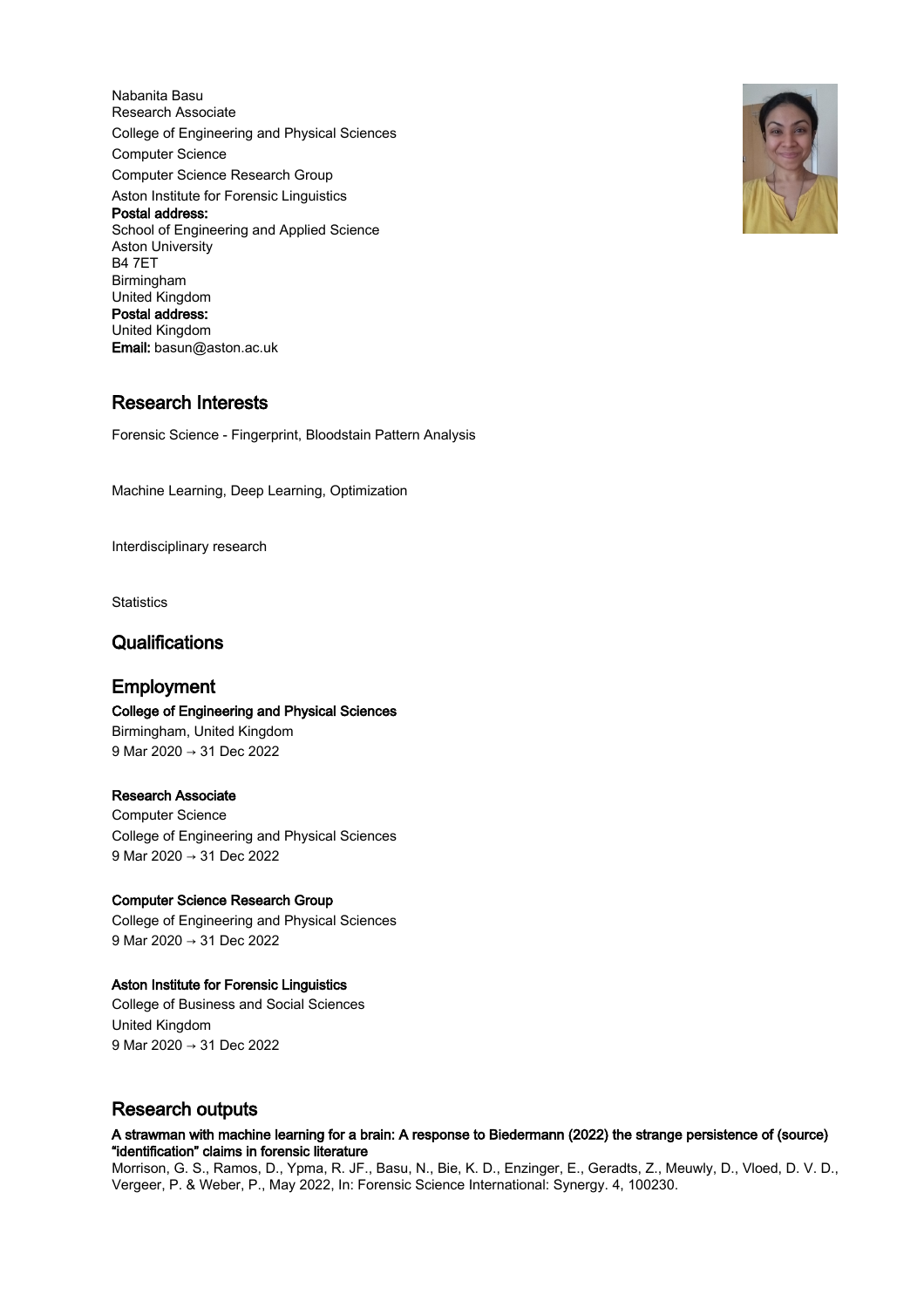Nabanita Basu
Research Associate
College of Engineering and Physical Sciences
Computer Science
Computer Science Research Group
Aston Institute for Forensic Linguistics
**Postal address:**
School of Engineering and Applied Science
Aston University
B4 7ET
Birmingham
United Kingdom
**Postal address:**
United Kingdom
**Email:** basun@aston.ac.uk

## Research Interests

Forensic Science - Fingerprint, Bloodstain Pattern Analysis

Machine Learning, Deep Learning, Optimization

Interdisciplinary research

Statistics

## Qualifications

## Employment

**College of Engineering and Physical Sciences**
Birmingham, United Kingdom
9 Mar 2020 → 31 Dec 2022

**Research Associate**
Computer Science
College of Engineering and Physical Sciences
9 Mar 2020 → 31 Dec 2022

**Computer Science Research Group**
College of Engineering and Physical Sciences
9 Mar 2020 → 31 Dec 2022

**Aston Institute for Forensic Linguistics**
College of Business and Social Sciences
United Kingdom
9 Mar 2020 → 31 Dec 2022

## Research outputs

**A strawman with machine learning for a brain: A response to Biedermann (2022) the strange persistence of (source) "identification" claims in forensic literature**
Morrison, G. S., Ramos, D., Ypma, R. JF., Basu, N., Bie, K. D., Enzinger, E., Geradts, Z., Meuwly, D., Vloed, D. V. D., Vergeer, P. & Weber, P., May 2022, In: Forensic Science International: Synergy. 4, 100230.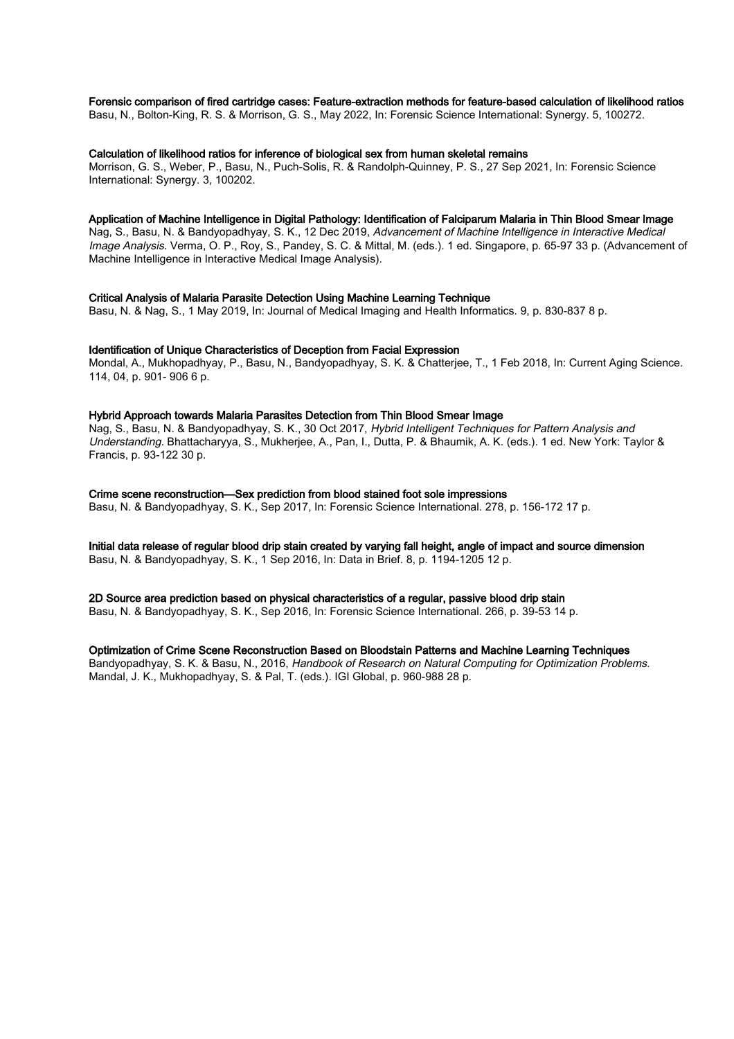**Forensic comparison of fired cartridge cases: Feature-extraction methods for feature-based calculation of likelihood ratios**
Basu, N., Bolton-King, R. S. & Morrison, G. S., May 2022, In: Forensic Science International: Synergy. 5, 100272.

**Calculation of likelihood ratios for inference of biological sex from human skeletal remains**
Morrison, G. S., Weber, P., Basu, N., Puch-Solis, R. & Randolph-Quinney, P. S., 27 Sep 2021, In: Forensic Science International: Synergy. 3, 100202.

**Application of Machine Intelligence in Digital Pathology: Identification of Falciparum Malaria in Thin Blood Smear Image**
Nag, S., Basu, N. & Bandyopadhyay, S. K., 12 Dec 2019, *Advancement of Machine Intelligence in Interactive Medical Image Analysis.* Verma, O. P., Roy, S., Pandey, S. C. & Mittal, M. (eds.). 1 ed. Singapore, p. 65-97 33 p. (Advancement of Machine Intelligence in Interactive Medical Image Analysis).

**Critical Analysis of Malaria Parasite Detection Using Machine Learning Technique**
Basu, N. & Nag, S., 1 May 2019, In: Journal of Medical Imaging and Health Informatics. 9, p. 830-837 8 p.

**Identification of Unique Characteristics of Deception from Facial Expression**
Mondal, A., Mukhopadhyay, P., Basu, N., Bandyopadhyay, S. K. & Chatterjee, T., 1 Feb 2018, In: Current Aging Science. 114, 04, p. 901- 906 6 p.

**Hybrid Approach towards Malaria Parasites Detection from Thin Blood Smear Image**
Nag, S., Basu, N. & Bandyopadhyay, S. K., 30 Oct 2017, *Hybrid Intelligent Techniques for Pattern Analysis and Understanding.* Bhattacharyya, S., Mukherjee, A., Pan, I., Dutta, P. & Bhaumik, A. K. (eds.). 1 ed. New York: Taylor & Francis, p. 93-122 30 p.

**Crime scene reconstruction—Sex prediction from blood stained foot sole impressions**
Basu, N. & Bandyopadhyay, S. K., Sep 2017, In: Forensic Science International. 278, p. 156-172 17 p.

**Initial data release of regular blood drip stain created by varying fall height, angle of impact and source dimension**
Basu, N. & Bandyopadhyay, S. K., 1 Sep 2016, In: Data in Brief. 8, p. 1194-1205 12 p.

**2D Source area prediction based on physical characteristics of a regular, passive blood drip stain**
Basu, N. & Bandyopadhyay, S. K., Sep 2016, In: Forensic Science International. 266, p. 39-53 14 p.

**Optimization of Crime Scene Reconstruction Based on Bloodstain Patterns and Machine Learning Techniques**
Bandyopadhyay, S. K. & Basu, N., 2016, *Handbook of Research on Natural Computing for Optimization Problems.* Mandal, J. K., Mukhopadhyay, S. & Pal, T. (eds.). IGI Global, p. 960-988 28 p.